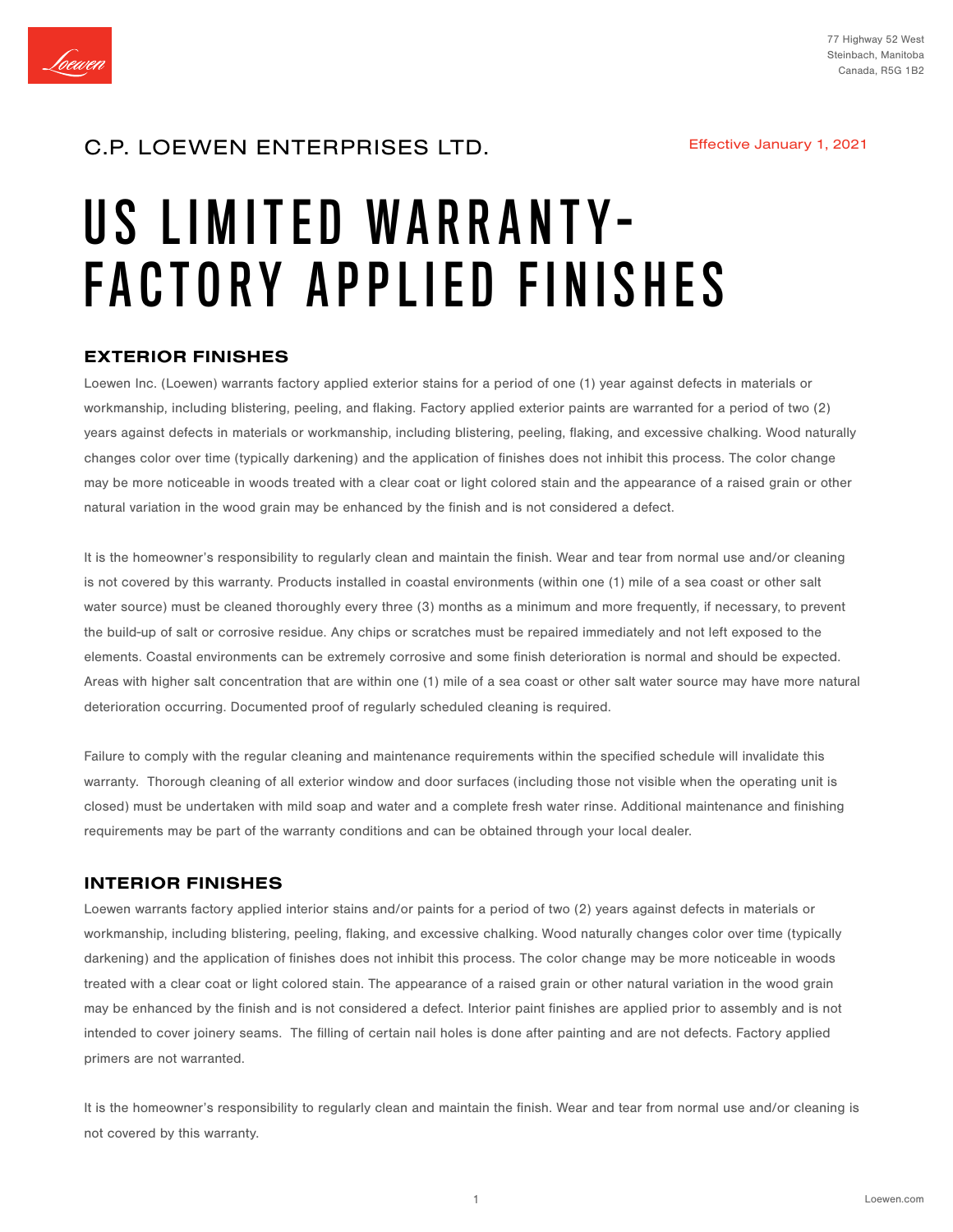77 Highway 52 West
Steinbach, Manitoba
Canada, R5G 1B2

C.P. LOEWEN ENTERPRISES LTD.

Effective January 1, 2021

# US LIMITED WARRANTY- FACTORY APPLIED FINISHES

## EXTERIOR FINISHES

Loewen Inc. (Loewen) warrants factory applied exterior stains for a period of one (1) year against defects in materials or workmanship, including blistering, peeling, and flaking. Factory applied exterior paints are warranted for a period of two (2) years against defects in materials or workmanship, including blistering, peeling, flaking, and excessive chalking. Wood naturally changes color over time (typically darkening) and the application of finishes does not inhibit this process. The color change may be more noticeable in woods treated with a clear coat or light colored stain and the appearance of a raised grain or other natural variation in the wood grain may be enhanced by the finish and is not considered a defect.

It is the homeowner's responsibility to regularly clean and maintain the finish. Wear and tear from normal use and/or cleaning is not covered by this warranty. Products installed in coastal environments (within one (1) mile of a sea coast or other salt water source) must be cleaned thoroughly every three (3) months as a minimum and more frequently, if necessary, to prevent the build-up of salt or corrosive residue. Any chips or scratches must be repaired immediately and not left exposed to the elements. Coastal environments can be extremely corrosive and some finish deterioration is normal and should be expected. Areas with higher salt concentration that are within one (1) mile of a sea coast or other salt water source may have more natural deterioration occurring. Documented proof of regularly scheduled cleaning is required.

Failure to comply with the regular cleaning and maintenance requirements within the specified schedule will invalidate this warranty. Thorough cleaning of all exterior window and door surfaces (including those not visible when the operating unit is closed) must be undertaken with mild soap and water and a complete fresh water rinse. Additional maintenance and finishing requirements may be part of the warranty conditions and can be obtained through your local dealer.

## INTERIOR FINISHES

Loewen warrants factory applied interior stains and/or paints for a period of two (2) years against defects in materials or workmanship, including blistering, peeling, flaking, and excessive chalking. Wood naturally changes color over time (typically darkening) and the application of finishes does not inhibit this process. The color change may be more noticeable in woods treated with a clear coat or light colored stain. The appearance of a raised grain or other natural variation in the wood grain may be enhanced by the finish and is not considered a defect. Interior paint finishes are applied prior to assembly and is not intended to cover joinery seams. The filling of certain nail holes is done after painting and are not defects. Factory applied primers are not warranted.

It is the homeowner's responsibility to regularly clean and maintain the finish. Wear and tear from normal use and/or cleaning is not covered by this warranty.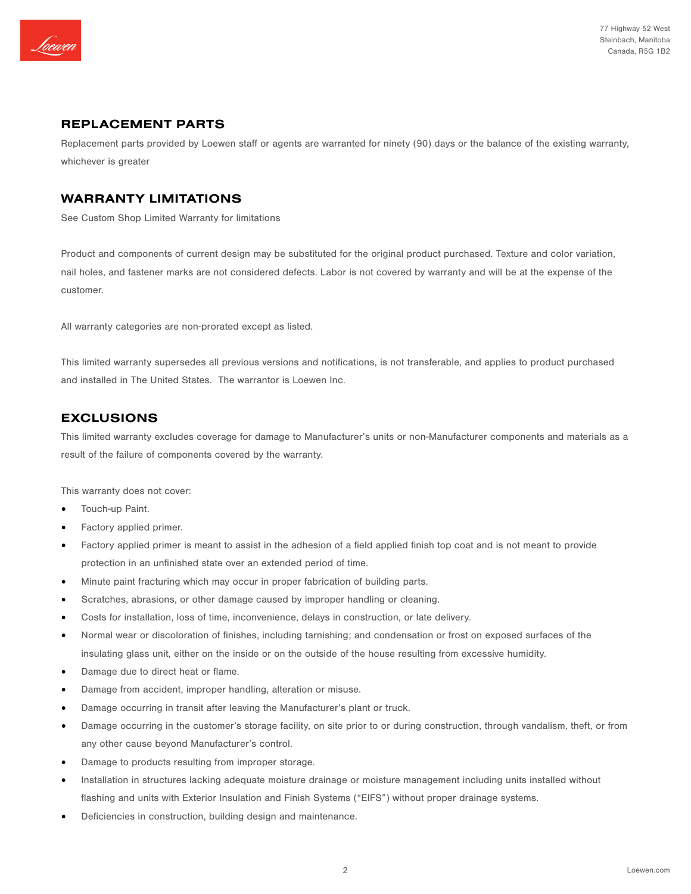## REPLACEMENT PARTS

Replacement parts provided by Loewen staff or agents are warranted for ninety (90) days or the balance of the existing warranty, whichever is greater

## WARRANTY LIMITATIONS

See Custom Shop Limited Warranty for limitations

Product and components of current design may be substituted for the original product purchased. Texture and color variation, nail holes, and fastener marks are not considered defects. Labor is not covered by warranty and will be at the expense of the customer.

All warranty categories are non-prorated except as listed.

This limited warranty supersedes all previous versions and notifications, is not transferable, and applies to product purchased and installed in The United States. The warrantor is Loewen Inc.

## EXCLUSIONS

This limited warranty excludes coverage for damage to Manufacturer's units or non-Manufacturer components and materials as a result of the failure of components covered by the warranty.

This warranty does not cover:

- Touch-up Paint.
- Factory applied primer.
- Factory applied primer is meant to assist in the adhesion of a field applied finish top coat and is not meant to provide protection in an unfinished state over an extended period of time.
- Minute paint fracturing which may occur in proper fabrication of building parts.
- Scratches, abrasions, or other damage caused by improper handling or cleaning.
- Costs for installation, loss of time, inconvenience, delays in construction, or late delivery.
- Normal wear or discoloration of finishes, including tarnishing; and condensation or frost on exposed surfaces of the insulating glass unit, either on the inside or on the outside of the house resulting from excessive humidity.
- Damage due to direct heat or flame.
- Damage from accident, improper handling, alteration or misuse.
- Damage occurring in transit after leaving the Manufacturer's plant or truck.
- Damage occurring in the customer's storage facility, on site prior to or during construction, through vandalism, theft, or from any other cause beyond Manufacturer's control.
- Damage to products resulting from improper storage.
- Installation in structures lacking adequate moisture drainage or moisture management including units installed without flashing and units with Exterior Insulation and Finish Systems ("EIFS") without proper drainage systems.
- Deficiencies in construction, building design and maintenance.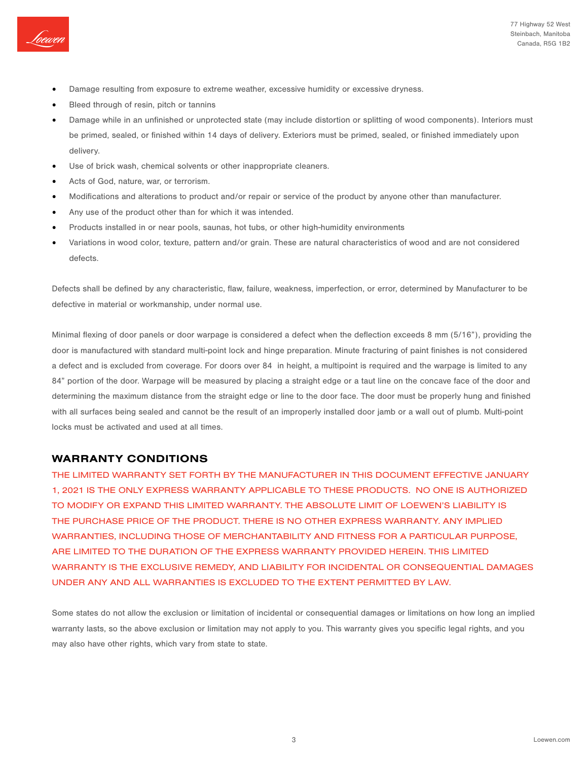- Damage resulting from exposure to extreme weather, excessive humidity or excessive dryness.
- Bleed through of resin, pitch or tannins
- Damage while in an unfinished or unprotected state (may include distortion or splitting of wood components). Interiors must be primed, sealed, or finished within 14 days of delivery. Exteriors must be primed, sealed, or finished immediately upon delivery.
- Use of brick wash, chemical solvents or other inappropriate cleaners.
- Acts of God, nature, war, or terrorism.
- Modifications and alterations to product and/or repair or service of the product by anyone other than manufacturer.
- Any use of the product other than for which it was intended.
- Products installed in or near pools, saunas, hot tubs, or other high-humidity environments
- Variations in wood color, texture, pattern and/or grain. These are natural characteristics of wood and are not considered defects.

Defects shall be defined by any characteristic, flaw, failure, weakness, imperfection, or error, determined by Manufacturer to be defective in material or workmanship, under normal use.

Minimal flexing of door panels or door warpage is considered a defect when the deflection exceeds 8 mm (5/16"), providing the door is manufactured with standard multi-point lock and hinge preparation. Minute fracturing of paint finishes is not considered a defect and is excluded from coverage. For doors over 84 in height, a multipoint is required and the warpage is limited to any 84" portion of the door. Warpage will be measured by placing a straight edge or a taut line on the concave face of the door and determining the maximum distance from the straight edge or line to the door face. The door must be properly hung and finished with all surfaces being sealed and cannot be the result of an improperly installed door jamb or a wall out of plumb. Multi-point locks must be activated and used at all times.

## WARRANTY CONDITIONS

THE LIMITED WARRANTY SET FORTH BY THE MANUFACTURER IN THIS DOCUMENT EFFECTIVE JANUARY 1, 2021 IS THE ONLY EXPRESS WARRANTY APPLICABLE TO THESE PRODUCTS. NO ONE IS AUTHORIZED TO MODIFY OR EXPAND THIS LIMITED WARRANTY. THE ABSOLUTE LIMIT OF LOEWEN'S LIABILITY IS THE PURCHASE PRICE OF THE PRODUCT. THERE IS NO OTHER EXPRESS WARRANTY. ANY IMPLIED WARRANTIES, INCLUDING THOSE OF MERCHANTABILITY AND FITNESS FOR A PARTICULAR PURPOSE, ARE LIMITED TO THE DURATION OF THE EXPRESS WARRANTY PROVIDED HEREIN. THIS LIMITED WARRANTY IS THE EXCLUSIVE REMEDY, AND LIABILITY FOR INCIDENTAL OR CONSEQUENTIAL DAMAGES UNDER ANY AND ALL WARRANTIES IS EXCLUDED TO THE EXTENT PERMITTED BY LAW.

Some states do not allow the exclusion or limitation of incidental or consequential damages or limitations on how long an implied warranty lasts, so the above exclusion or limitation may not apply to you. This warranty gives you specific legal rights, and you may also have other rights, which vary from state to state.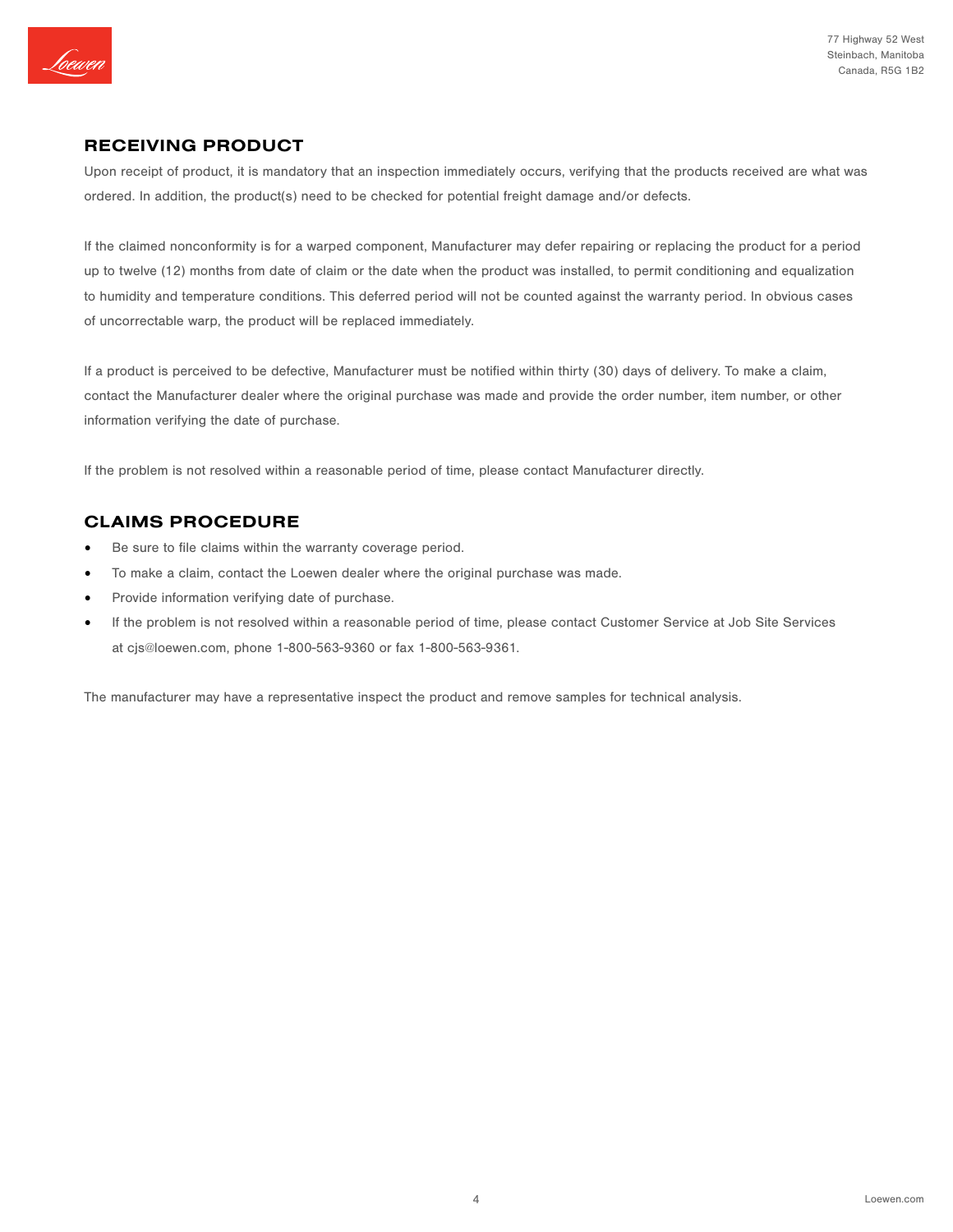## RECEIVING PRODUCT

Upon receipt of product, it is mandatory that an inspection immediately occurs, verifying that the products received are what was ordered. In addition, the product(s) need to be checked for potential freight damage and/or defects.

If the claimed nonconformity is for a warped component, Manufacturer may defer repairing or replacing the product for a period up to twelve (12) months from date of claim or the date when the product was installed, to permit conditioning and equalization to humidity and temperature conditions. This deferred period will not be counted against the warranty period. In obvious cases of uncorrectable warp, the product will be replaced immediately.

If a product is perceived to be defective, Manufacturer must be notified within thirty (30) days of delivery. To make a claim, contact the Manufacturer dealer where the original purchase was made and provide the order number, item number, or other information verifying the date of purchase.

If the problem is not resolved within a reasonable period of time, please contact Manufacturer directly.

## CLAIMS PROCEDURE

- Be sure to file claims within the warranty coverage period.
- To make a claim, contact the Loewen dealer where the original purchase was made.
- Provide information verifying date of purchase.
- If the problem is not resolved within a reasonable period of time, please contact Customer Service at Job Site Services at cjs@loewen.com, phone 1-800-563-9360 or fax 1-800-563-9361.

The manufacturer may have a representative inspect the product and remove samples for technical analysis.